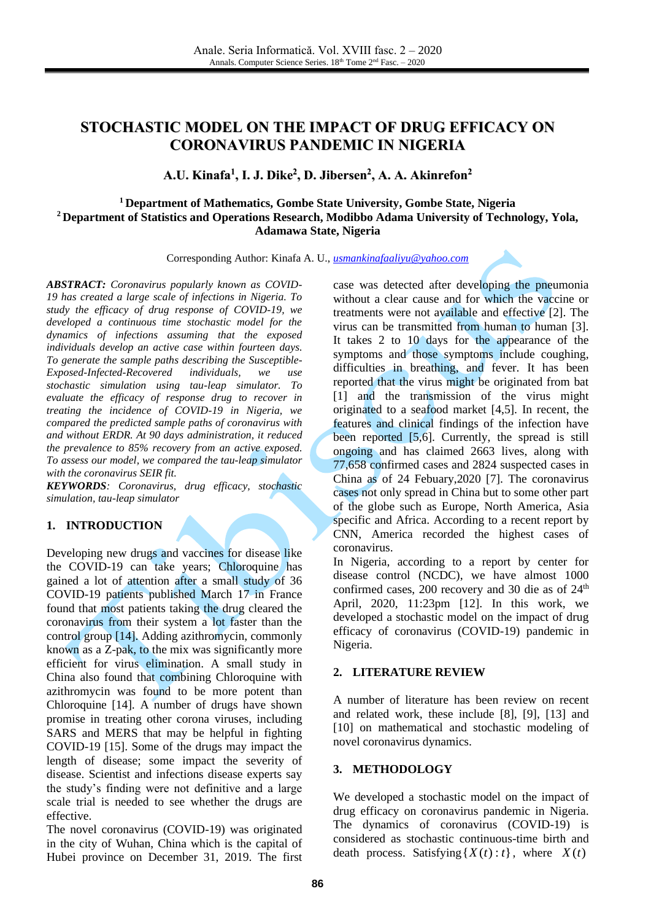# STOCHASTIC MODEL ON THE IMPACT OF DRUG EFFICACY ON CORONAVIRUS PANDEMIC IN NIGERIA

**A.U. Kinafa[1], I. J. Dike[2], D. Jibersen[2], A. A. Akinrefon[2]**

**[1] Department of Mathematics, Gombe State University, Gombe State, Nigeria**
**[2] Department of Statistics and Operations Research, Modibbo Adama University of Technology, Yola, Adamawa State, Nigeria**

Corresponding Author: Kinafa A. U., usmankinafaaliyu@yahoo.com

***ABSTRACT:*** *Coronavirus popularly known as COVID-19 has created a large scale of infections in Nigeria. To study the efficacy of drug response of COVID-19, we developed a continuous time stochastic model for the dynamics of infections assuming that the exposed individuals develop an active case within fourteen days. To generate the sample paths describing the Susceptible-Exposed-Infected-Recovered individuals, we use stochastic simulation using tau-leap simulator. To evaluate the efficacy of response drug to recover in treating the incidence of COVID-19 in Nigeria, we compared the predicted sample paths of coronavirus with and without ERDR. At 90 days administration, it reduced the prevalence to 85% recovery from an active exposed. To assess our model, we compared the tau-leap simulator with the coronavirus SEIR fit.*

***KEYWORDS****: Coronavirus, drug efficacy, stochastic simulation, tau-leap simulator*

## 1. INTRODUCTION

Developing new drugs and vaccines for disease like the COVID-19 can take years; Chloroquine has gained a lot of attention after a small study of 36 COVID-19 patients published March 17 in France found that most patients taking the drug cleared the coronavirus from their system a lot faster than the control group [14]. Adding azithromycin, commonly known as a Z-pak, to the mix was significantly more efficient for virus elimination. A small study in China also found that combining Chloroquine with azithromycin was found to be more potent than Chloroquine [14]. A number of drugs have shown promise in treating other corona viruses, including SARS and MERS that may be helpful in fighting COVID-19 [15]. Some of the drugs may impact the length of disease; some impact the severity of disease. Scientist and infections disease experts say the study's finding were not definitive and a large scale trial is needed to see whether the drugs are effective.

The novel coronavirus (COVID-19) was originated in the city of Wuhan, China which is the capital of Hubei province on December 31, 2019. The first case was detected after developing the pneumonia without a clear cause and for which the vaccine or treatments were not available and effective [2]. The virus can be transmitted from human to human [3]. It takes 2 to 10 days for the appearance of the symptoms and those symptoms include coughing, difficulties in breathing, and fever. It has been reported that the virus might be originated from bat [1] and the transmission of the virus might originated to a seafood market [4,5]. In recent, the features and clinical findings of the infection have been reported [5,6]. Currently, the spread is still ongoing and has claimed 2663 lives, along with 77,658 confirmed cases and 2824 suspected cases in China as of 24 Febuary,2020 [7]. The coronavirus cases not only spread in China but to some other part of the globe such as Europe, North America, Asia specific and Africa. According to a recent report by CNN, America recorded the highest cases of coronavirus.

In Nigeria, according to a report by center for disease control (NCDC), we have almost 1000 confirmed cases, 200 recovery and 30 die as of 24th April, 2020, 11:23pm [12]. In this work, we developed a stochastic model on the impact of drug efficacy of coronavirus (COVID-19) pandemic in Nigeria.

## 2. LITERATURE REVIEW

A number of literature has been review on recent and related work, these include [8], [9], [13] and [10] on mathematical and stochastic modeling of novel coronavirus dynamics.

## 3. METHODOLOGY

We developed a stochastic model on the impact of drug efficacy on coronavirus pandemic in Nigeria. The dynamics of coronavirus (COVID-19) is considered as stochastic continuous-time birth and death process. Satisfying $\{X(t):t\}$, where $X(t)$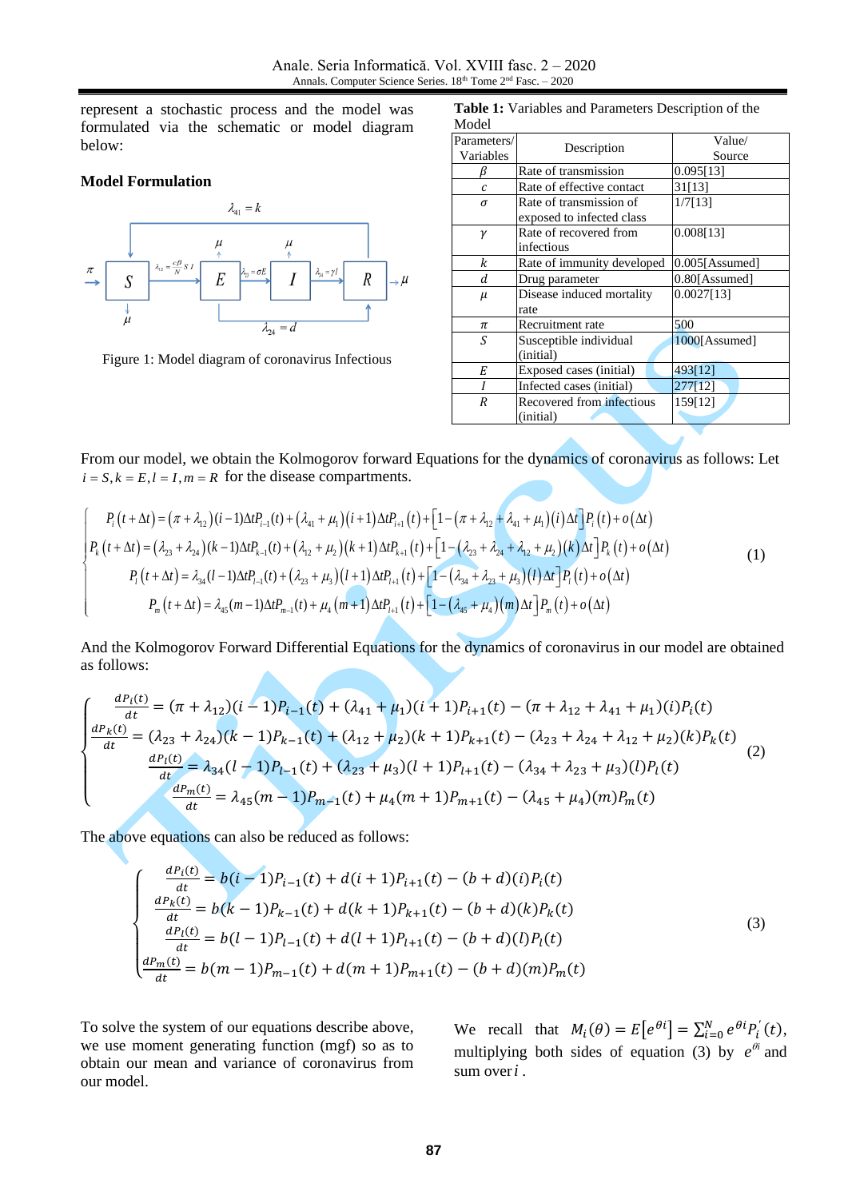represent a stochastic process and the model was formulated via the schematic or model diagram below:

**Model Formulation**

Figure 1: Model diagram of coronavirus Infectious

**Table 1:** Variables and Parameters Description of the Model

| Parameters/ Variables | Description | Value/ Source |
|---|---|---|
| $\beta$ | Rate of transmission | 0.095[13] |
| $c$ | Rate of effective contact | 31[13] |
| $\sigma$ | Rate of transmission of exposed to infected class | 1/7[13] |
| $\gamma$ | Rate of recovered from infectious | 0.008[13] |
| $k$ | Rate of immunity developed | 0.005[Assumed] |
| $d$ | Drug parameter | 0.80[Assumed] |
| $\mu$ | Disease induced mortality rate | 0.0027[13] |
| $\pi$ | Recruitment rate | 500 |
| $S$ | Susceptible individual (initial) | 1000[Assumed] |
| $E$ | Exposed cases (initial) | 493[12] |
| $I$ | Infected cases (initial) | 277[12] |
| $R$ | Recovered from infectious (initial) | 159[12] |

From our model, we obtain the Kolmogorov forward Equations for the dynamics of coronavirus as follows: Let $i = S, k = E, l = I, m = R$ for the disease compartments.

$$
\begin{cases}
P_i(t+\Delta t) = (\pi+\lambda_{12})(i-1)\Delta t P_{i-1}(t) + (\lambda_{41}+\mu_1)(i+1)\Delta t P_{i+1}(t) + \left[1-(\pi+\lambda_{12}+\lambda_{41}+\mu_1)(i)\Delta t\right]P_i(t) + o(\Delta t) \\
P_k(t+\Delta t) = (\lambda_{23}+\lambda_{24})(k-1)\Delta t P_{k-1}(t) + (\lambda_{12}+\mu_2)(k+1)\Delta t P_{k+1}(t) + \left[1-(\lambda_{23}+\lambda_{24}+\lambda_{12}+\mu_2)(k)\Delta t\right]P_k(t) + o(\Delta t) \\
P_l(t+\Delta t) = \lambda_{34}(l-1)\Delta t P_{l-1}(t) + (\lambda_{23}+\mu_3)(l+1)\Delta t P_{l+1}(t) + \left[1-(\lambda_{34}+\lambda_{23}+\mu_3)(l)\Delta t\right]P_l(t) + o(\Delta t) \\
P_m(t+\Delta t) = \lambda_{45}(m-1)\Delta t P_{m-1}(t) + \mu_4(m+1)\Delta t P_{l+1}(t) + \left[1-(\lambda_{45}+\mu_4)(m)\Delta t\right]P_m(t) + o(\Delta t)
\end{cases} \quad (1)
$$

And the Kolmogorov Forward Differential Equations for the dynamics of coronavirus in our model are obtained as follows:

$$
\begin{cases}
\frac{dP_i(t)}{dt} = (\pi+\lambda_{12})(i-1)P_{i-1}(t) + (\lambda_{41}+\mu_1)(i+1)P_{i+1}(t) - (\pi+\lambda_{12}+\lambda_{41}+\mu_1)(i)P_i(t) \\
\frac{dP_k(t)}{dt} = (\lambda_{23}+\lambda_{24})(k-1)P_{k-1}(t) + (\lambda_{12}+\mu_2)(k+1)P_{k+1}(t) - (\lambda_{23}+\lambda_{24}+\lambda_{12}+\mu_2)(k)P_k(t) \\
\frac{dP_l(t)}{dt} = \lambda_{34}(l-1)P_{l-1}(t) + (\lambda_{23}+\mu_3)(l+1)P_{l+1}(t) - (\lambda_{34}+\lambda_{23}+\mu_3)(l)P_l(t) \\
\frac{dP_m(t)}{dt} = \lambda_{45}(m-1)P_{m-1}(t) + \mu_4(m+1)P_{m+1}(t) - (\lambda_{45}+\mu_4)(m)P_m(t)
\end{cases} \quad (2)
$$

The above equations can also be reduced as follows:

$$
\begin{cases}
\frac{dP_i(t)}{dt} = b(i-1)P_{i-1}(t) + d(i+1)P_{i+1}(t) - (b+d)(i)P_i(t) \\
\frac{dP_k(t)}{dt} = b(k-1)P_{k-1}(t) + d(k+1)P_{k+1}(t) - (b+d)(k)P_k(t) \\
\frac{dP_l(t)}{dt} = b(l-1)P_{l-1}(t) + d(l+1)P_{l+1}(t) - (b+d)(l)P_l(t) \\
\frac{dP_m(t)}{dt} = b(m-1)P_{m-1}(t) + d(m+1)P_{m+1}(t) - (b+d)(m)P_m(t)
\end{cases} \quad (3)
$$

To solve the system of our equations describe above, we use moment generating function (mgf) so as to obtain our mean and variance of coronavirus from our model.

We recall that $M_i(\theta) = E\left[e^{\theta i}\right] = \sum_{i=0}^{N} e^{\theta i} P_i^{'}(t)$, multiplying both sides of equation (3) by $e^{\theta i}$ and sum over $i$.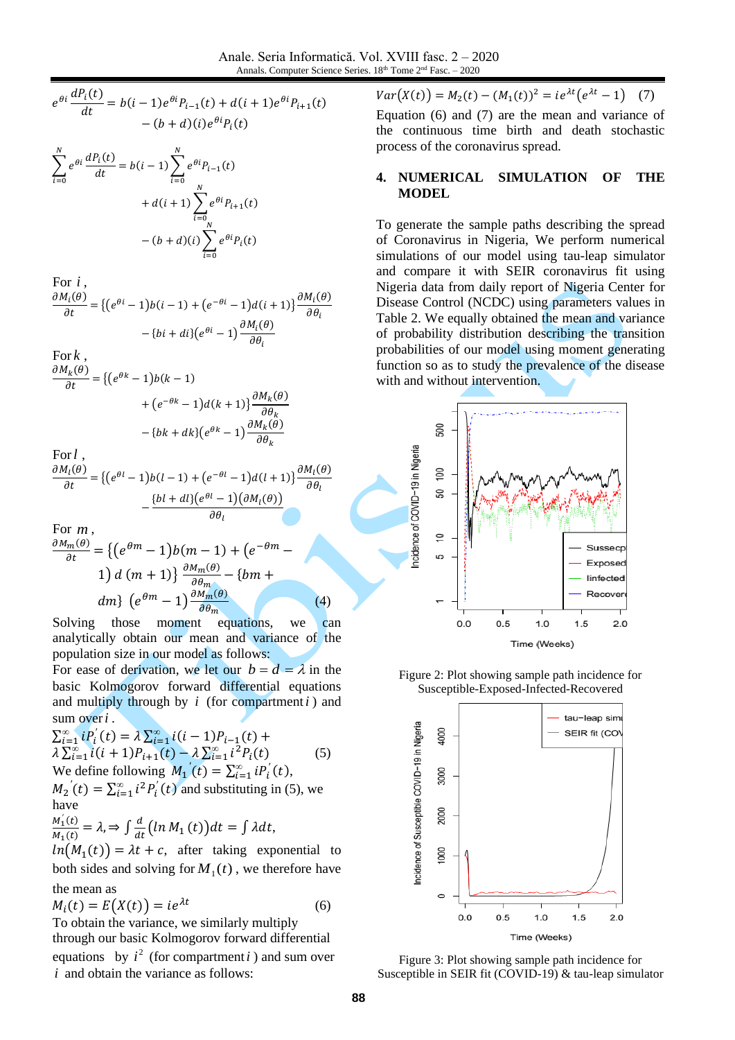$$e^{\theta i}\frac{dP_i(t)}{dt} = b(i-1)e^{\theta i}P_{i-1}(t) + d(i+1)e^{\theta i}P_{i+1}(t) - (b+d)(i)e^{\theta i}P_i(t)$$

$$\sum_{i=0}^{N} e^{\theta i}\frac{dP_i(t)}{dt} = b(i-1)\sum_{i=0}^{N} e^{\theta i}P_{i-1}(t) + d(i+1)\sum_{i=0}^{N} e^{\theta i}P_{i+1}(t) - (b+d)(i)\sum_{i=0}^{N} e^{\theta i}P_i(t)$$

For $i$,

$$\frac{\partial M_i(\theta)}{\partial t} = \{(e^{\theta i}-1)b(i-1) + (e^{-\theta i}-1)d(i+1)\}\frac{\partial M_i(\theta)}{\partial \theta_i} - \{bi+di\}(e^{\theta i}-1)\frac{\partial M_i(\theta)}{\partial \theta_i}$$

For $k$,

$$\frac{\partial M_k(\theta)}{\partial t} = \{(e^{\theta k}-1)b(k-1) + (e^{-\theta k}-1)d(k+1)\}\frac{\partial M_k(\theta)}{\partial \theta_k} - \{bk+dk\}(e^{\theta k}-1)\frac{\partial M_k(\theta)}{\partial \theta_k}$$

For $l$,

$$\frac{\partial M_l(\theta)}{\partial t} = \{(e^{\theta l}-1)b(l-1) + (e^{-\theta l}-1)d(l+1)\}\frac{\partial M_l(\theta)}{\partial \theta_l} - \frac{\{bl+dl\}(e^{\theta l}-1)(\partial M_l(\theta))}{\partial \theta_l}$$

For $m$,

$$\frac{\partial M_m(\theta)}{\partial t} = \{(e^{\theta m}-1)b(m-1) + (e^{-\theta m}-1)\,d\,(m+1)\}\frac{\partial M_m(\theta)}{\partial \theta_m} - \{bm+dm\}\,(e^{\theta m}-1)\frac{\partial M_m(\theta)}{\partial \theta_m} \quad (4)$$

Solving those moment equations, we can analytically obtain our mean and variance of the population size in our model as follows:

For ease of derivation, we let our $b = d = \lambda$ in the basic Kolmogorov forward differential equations and multiply through by $i$ (for compartment $i$) and sum over $i$.

$$\sum_{i=1}^{\infty} iP_i'(t) = \lambda\sum_{i=1}^{\infty} i(i-1)P_{i-1}(t) + \lambda\sum_{i=1}^{\infty} i(i+1)P_{i+1}(t) - \lambda\sum_{i=1}^{\infty} i^2P_i(t) \quad (5)$$

We define following $M_1{}'(t) = \sum_{i=1}^{\infty} iP_i'(t)$, $M_2{}'(t) = \sum_{i=1}^{\infty} i^2P_i'(t)$ and substituting in (5), we have

$\frac{M_1'(t)}{M_1(t)} = \lambda, \Rightarrow \int \frac{d}{dt}(\ln M_1(t))dt = \int \lambda dt$,

$\ln(M_1(t)) = \lambda t + c$, after taking exponential to both sides and solving for $M_1(t)$, we therefore have the mean as

$$M_i(t) = E(X(t)) = ie^{\lambda t} \quad (6)$$

To obtain the variance, we similarly multiply through our basic Kolmogorov forward differential equations by $i^2$ (for compartment $i$) and sum over $i$ and obtain the variance as follows:

$$Var(X(t)) = M_2(t) - (M_1(t))^2 = ie^{\lambda t}(e^{\lambda t}-1) \quad (7)$$

Equation (6) and (7) are the mean and variance of the continuous time birth and death stochastic process of the coronavirus spread.

## 4. NUMERICAL SIMULATION OF THE MODEL

To generate the sample paths describing the spread of Coronavirus in Nigeria, We perform numerical simulations of our model using tau-leap simulator and compare it with SEIR coronavirus fit using Nigeria data from daily report of Nigeria Center for Disease Control (NCDC) using parameters values in Table 2. We equally obtained the mean and variance of probability distribution describing the transition probabilities of our model using moment generating function so as to study the prevalence of the disease with and without intervention.

Figure 2: Plot showing sample path incidence for Susceptible-Exposed-Infected-Recovered

Figure 3: Plot showing sample path incidence for Susceptible in SEIR fit (COVID-19) & tau-leap simulator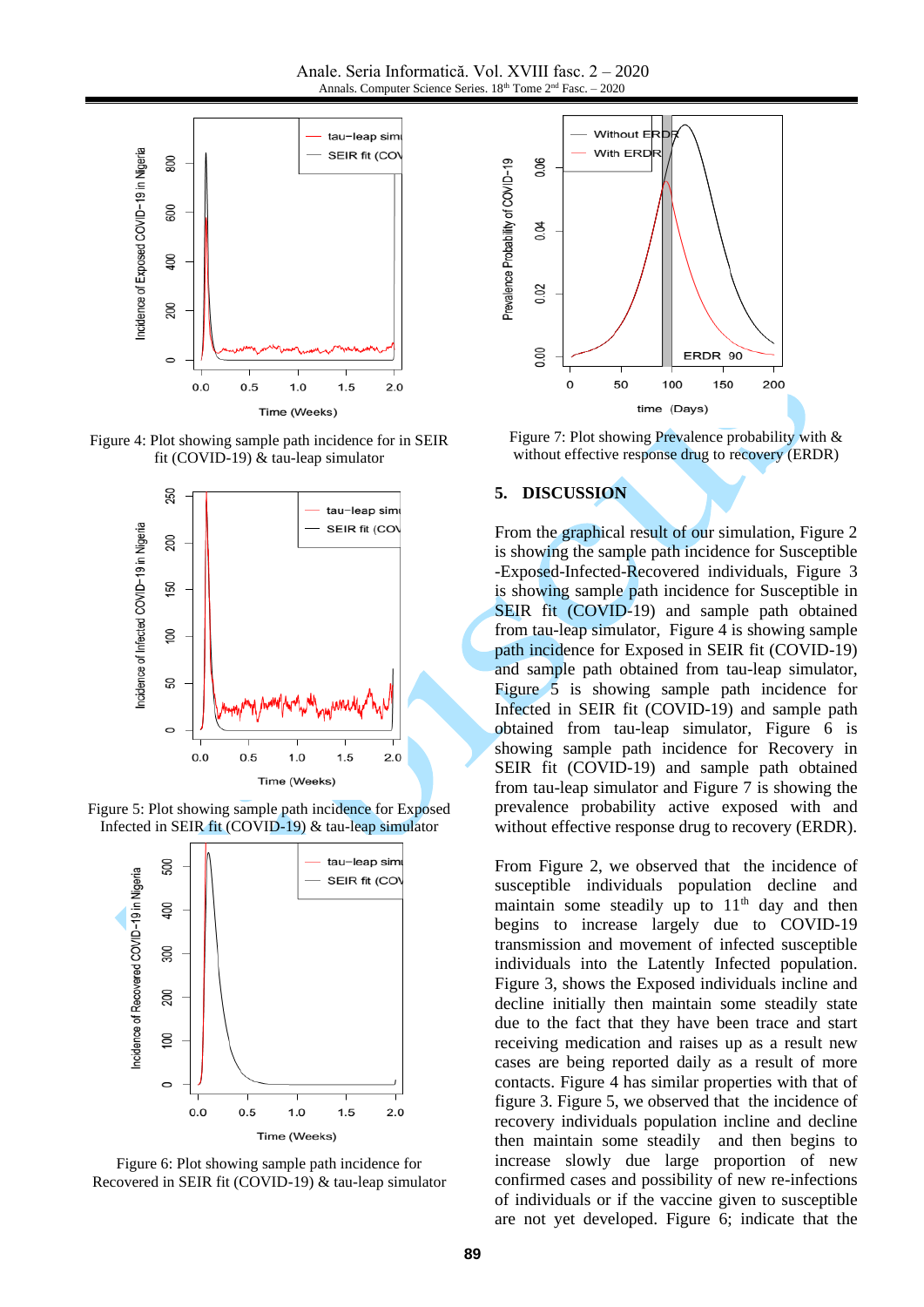Figure 4: Plot showing sample path incidence for in SEIR fit (COVID-19) & tau-leap simulator

Figure 5: Plot showing sample path incidence for Exposed Infected in SEIR fit (COVID-19) & tau-leap simulator

Figure 6: Plot showing sample path incidence for Recovered in SEIR fit (COVID-19) & tau-leap simulator

Figure 7: Plot showing Prevalence probability with & without effective response drug to recovery (ERDR)

## 5. DISCUSSION

From the graphical result of our simulation, Figure 2 is showing the sample path incidence for Susceptible -Exposed-Infected-Recovered individuals, Figure 3 is showing sample path incidence for Susceptible in SEIR fit (COVID-19) and sample path obtained from tau-leap simulator, Figure 4 is showing sample path incidence for Exposed in SEIR fit (COVID-19) and sample path obtained from tau-leap simulator, Figure 5 is showing sample path incidence for Infected in SEIR fit (COVID-19) and sample path obtained from tau-leap simulator, Figure 6 is showing sample path incidence for Recovery in SEIR fit (COVID-19) and sample path obtained from tau-leap simulator and Figure 7 is showing the prevalence probability active exposed with and without effective response drug to recovery (ERDR).

From Figure 2, we observed that the incidence of susceptible individuals population decline and maintain some steadily up to 11th day and then begins to increase largely due to COVID-19 transmission and movement of infected susceptible individuals into the Latently Infected population. Figure 3, shows the Exposed individuals incline and decline initially then maintain some steadily state due to the fact that they have been trace and start receiving medication and raises up as a result new cases are being reported daily as a result of more contacts. Figure 4 has similar properties with that of figure 3. Figure 5, we observed that the incidence of recovery individuals population incline and decline then maintain some steadily and then begins to increase slowly due large proportion of new confirmed cases and possibility of new re-infections of individuals or if the vaccine given to susceptible are not yet developed. Figure 6; indicate that the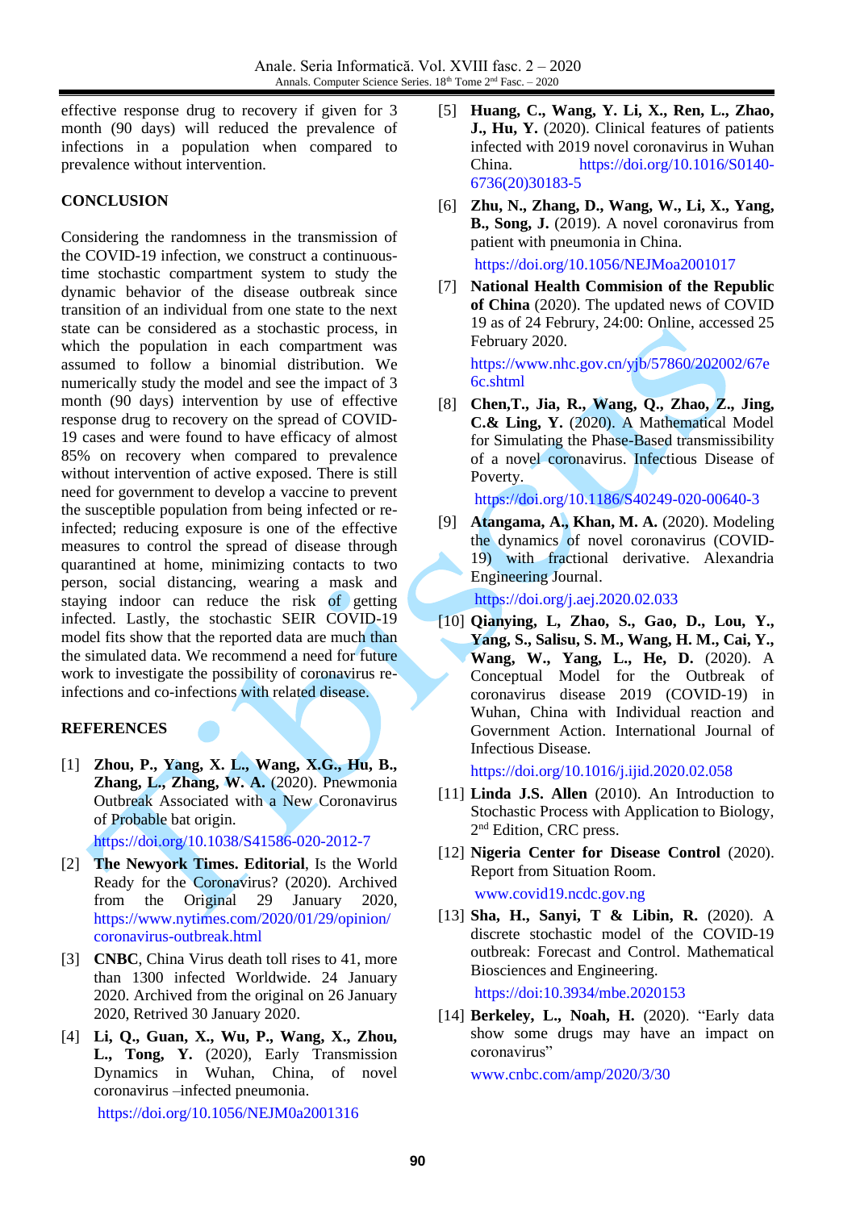effective response drug to recovery if given for 3 month (90 days) will reduced the prevalence of infections in a population when compared to prevalence without intervention.

## CONCLUSION

Considering the randomness in the transmission of the COVID-19 infection, we construct a continuous-time stochastic compartment system to study the dynamic behavior of the disease outbreak since transition of an individual from one state to the next state can be considered as a stochastic process, in which the population in each compartment was assumed to follow a binomial distribution. We numerically study the model and see the impact of 3 month (90 days) intervention by use of effective response drug to recovery on the spread of COVID-19 cases and were found to have efficacy of almost 85% on recovery when compared to prevalence without intervention of active exposed. There is still need for government to develop a vaccine to prevent the susceptible population from being infected or re-infected; reducing exposure is one of the effective measures to control the spread of disease through quarantined at home, minimizing contacts to two person, social distancing, wearing a mask and staying indoor can reduce the risk of getting infected. Lastly, the stochastic SEIR COVID-19 model fits show that the reported data are much than the simulated data. We recommend a need for future work to investigate the possibility of coronavirus re-infections and co-infections with related disease.

## REFERENCES

[1] **Zhou, P., Yang, X. L., Wang, X.G., Hu, B., Zhang, L., Zhang, W. A.** (2020). Pnewmonia Outbreak Associated with a New Coronavirus of Probable bat origin. https://doi.org/10.1038/S41586-020-2012-7

[2] **The Newyork Times. Editorial**, Is the World Ready for the Coronavirus? (2020). Archived from the Original 29 January 2020, https://www.nytimes.com/2020/01/29/opinion/coronavirus-outbreak.html

[3] **CNBC**, China Virus death toll rises to 41, more than 1300 infected Worldwide. 24 January 2020. Archived from the original on 26 January 2020, Retrived 30 January 2020.

[4] **Li, Q., Guan, X., Wu, P., Wang, X., Zhou, L., Tong, Y.** (2020), Early Transmission Dynamics in Wuhan, China, of novel coronavirus –infected pneumonia. https://doi.org/10.1056/NEJM0a2001316

[5] **Huang, C., Wang, Y. Li, X., Ren, L., Zhao, J., Hu, Y.** (2020). Clinical features of patients infected with 2019 novel coronavirus in Wuhan China. https://doi.org/10.1016/S0140-6736(20)30183-5

[6] **Zhu, N., Zhang, D., Wang, W., Li, X., Yang, B., Song, J.** (2019). A novel coronavirus from patient with pneumonia in China. https://doi.org/10.1056/NEJMoa2001017

[7] **National Health Commision of the Republic of China** (2020). The updated news of COVID 19 as of 24 Februry, 24:00: Online, accessed 25 February 2020. https://www.nhc.gov.cn/yjb/57860/202002/67e6c.shtml

[8] **Chen,T., Jia, R., Wang, Q., Zhao, Z., Jing, C.& Ling, Y.** (2020). A Mathematical Model for Simulating the Phase-Based transmissibility of a novel coronavirus. Infectious Disease of Poverty. https://doi.org/10.1186/S40249-020-00640-3

[9] **Atangama, A., Khan, M. A.** (2020). Modeling the dynamics of novel coronavirus (COVID-19) with fractional derivative. Alexandria Engineering Journal. https://doi.org/j.aej.2020.02.033

[10] **Qianying, L, Zhao, S., Gao, D., Lou, Y., Yang, S., Salisu, S. M., Wang, H. M., Cai, Y., Wang, W., Yang, L., He, D.** (2020). A Conceptual Model for the Outbreak of coronavirus disease 2019 (COVID-19) in Wuhan, China with Individual reaction and Government Action. International Journal of Infectious Disease. https://doi.org/10.1016/j.ijid.2020.02.058

[11] **Linda J.S. Allen** (2010). An Introduction to Stochastic Process with Application to Biology, 2nd Edition, CRC press.

[12] **Nigeria Center for Disease Control** (2020). Report from Situation Room. www.covid19.ncdc.gov.ng

[13] **Sha, H., Sanyi, T & Libin, R.** (2020). A discrete stochastic model of the COVID-19 outbreak: Forecast and Control. Mathematical Biosciences and Engineering. https://doi:10.3934/mbe.2020153

[14] **Berkeley, L., Noah, H.** (2020). "Early data show some drugs may have an impact on coronavirus" www.cnbc.com/amp/2020/3/30